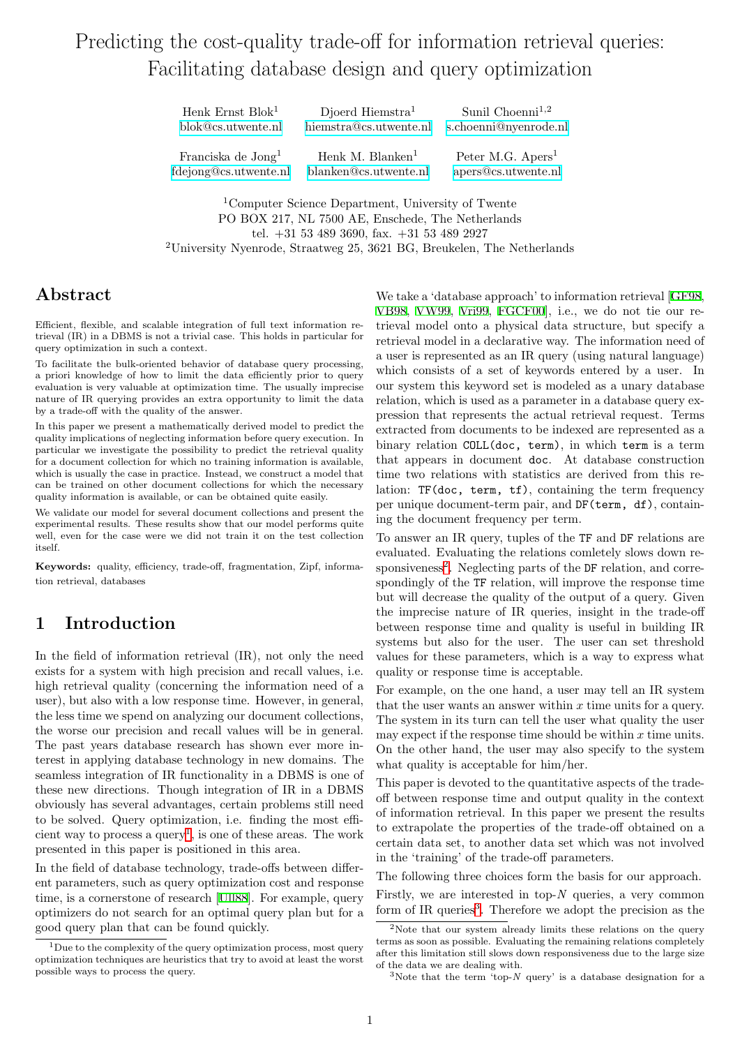# Predicting the cost-quality trade-off for information retrieval queries: Facilitating database design and query optimization

Henk Ernst Blok[1] blok@cs.utwente.nl

Djoerd Hiemstra[1] hiemstra@cs.utwente.nl

Sunil Choenni[1,2] s.choenni@nyenrode.nl

Franciska de Jong[1] fdejong@cs.utwente.nl

Henk M. Blanken[1] blanken@cs.utwente.nl

Peter M.G. Apers[1] apers@cs.utwente.nl

[1]Computer Science Department, University of Twente
PO BOX 217, NL 7500 AE, Enschede, The Netherlands
tel. +31 53 489 3690, fax. +31 53 489 2927
[2]University Nyenrode, Straatweg 25, 3621 BG, Breukelen, The Netherlands

## Abstract

Efficient, flexible, and scalable integration of full text information retrieval (IR) in a DBMS is not a trivial case. This holds in particular for query optimization in such a context.

To facilitate the bulk-oriented behavior of database query processing, a priori knowledge of how to limit the data efficiently prior to query evaluation is very valuable at optimization time. The usually imprecise nature of IR querying provides an extra opportunity to limit the data by a trade-off with the quality of the answer.

In this paper we present a mathematically derived model to predict the quality implications of neglecting information before query execution. In particular we investigate the possibility to predict the retrieval quality for a document collection for which no training information is available, which is usually the case in practice. Instead, we construct a model that can be trained on other document collections for which the necessary quality information is available, or can be obtained quite easily.

We validate our model for several document collections and present the experimental results. These results show that our model performs quite well, even for the case were we did not train it on the test collection itself.

**Keywords:** quality, efficiency, trade-off, fragmentation, Zipf, information retrieval, databases

## 1 Introduction

In the field of information retrieval (IR), not only the need exists for a system with high precision and recall values, i.e. high retrieval quality (concerning the information need of a user), but also with a low response time. However, in general, the less time we spend on analyzing our document collections, the worse our precision and recall values will be in general. The past years database research has shown ever more interest in applying database technology in new domains. The seamless integration of IR functionality in a DBMS is one of these new directions. Though integration of IR in a DBMS obviously has several advantages, certain problems still need to be solved. Query optimization, i.e. finding the most efficient way to process a query[1], is one of these areas. The work presented in this paper is positioned in this area.

In the field of database technology, trade-offs between different parameters, such as query optimization cost and response time, is a cornerstone of research [Ull88]. For example, query optimizers do not search for an optimal query plan but for a good query plan that can be found quickly.

We take a 'database approach' to information retrieval [GF98, VB98, VW99, Vri99, FGCF00], i.e., we do not tie our retrieval model onto a physical data structure, but specify a retrieval model in a declarative way. The information need of a user is represented as an IR query (using natural language) which consists of a set of keywords entered by a user. In our system this keyword set is modeled as a unary database relation, which is used as a parameter in a database query expression that represents the actual retrieval request. Terms extracted from documents to be indexed are represented as a binary relation `COLL(doc, term)`, in which `term` is a term that appears in document `doc`. At database construction time two relations with statistics are derived from this relation: `TF(doc, term, tf)`, containing the term frequency per unique document-term pair, and `DF(term, df)`, containing the document frequency per term.

To answer an IR query, tuples of the `TF` and `DF` relations are evaluated. Evaluating the relations comletely slows down responsiveness[2]. Neglecting parts of the `DF` relation, and correspondingly of the `TF` relation, will improve the response time but will decrease the quality of the output of a query. Given the imprecise nature of IR queries, insight in the trade-off between response time and quality is useful in building IR systems but also for the user. The user can set threshold values for these parameters, which is a way to express what quality or response time is acceptable.

For example, on the one hand, a user may tell an IR system that the user wants an answer within $x$ time units for a query. The system in its turn can tell the user what quality the user may expect if the response time should be within $x$ time units. On the other hand, the user may also specify to the system what quality is acceptable for him/her.

This paper is devoted to the quantitative aspects of the trade-off between response time and output quality in the context of information retrieval. In this paper we present the results to extrapolate the properties of the trade-off obtained on a certain data set, to another data set which was not involved in the 'training' of the trade-off parameters.

The following three choices form the basis for our approach.

Firstly, we are interested in top-$N$ queries, a very common form of IR queries[3]. Therefore we adopt the precision as the

---

[1]Due to the complexity of the query optimization process, most query optimization techniques are heuristics that try to avoid at least the worst possible ways to process the query.

[2]Note that our system already limits these relations on the query terms as soon as possible. Evaluating the remaining relations completely after this limitation still slows down responsiveness due to the large size of the data we are dealing with.

[3]Note that the term 'top-$N$ query' is a database designation for a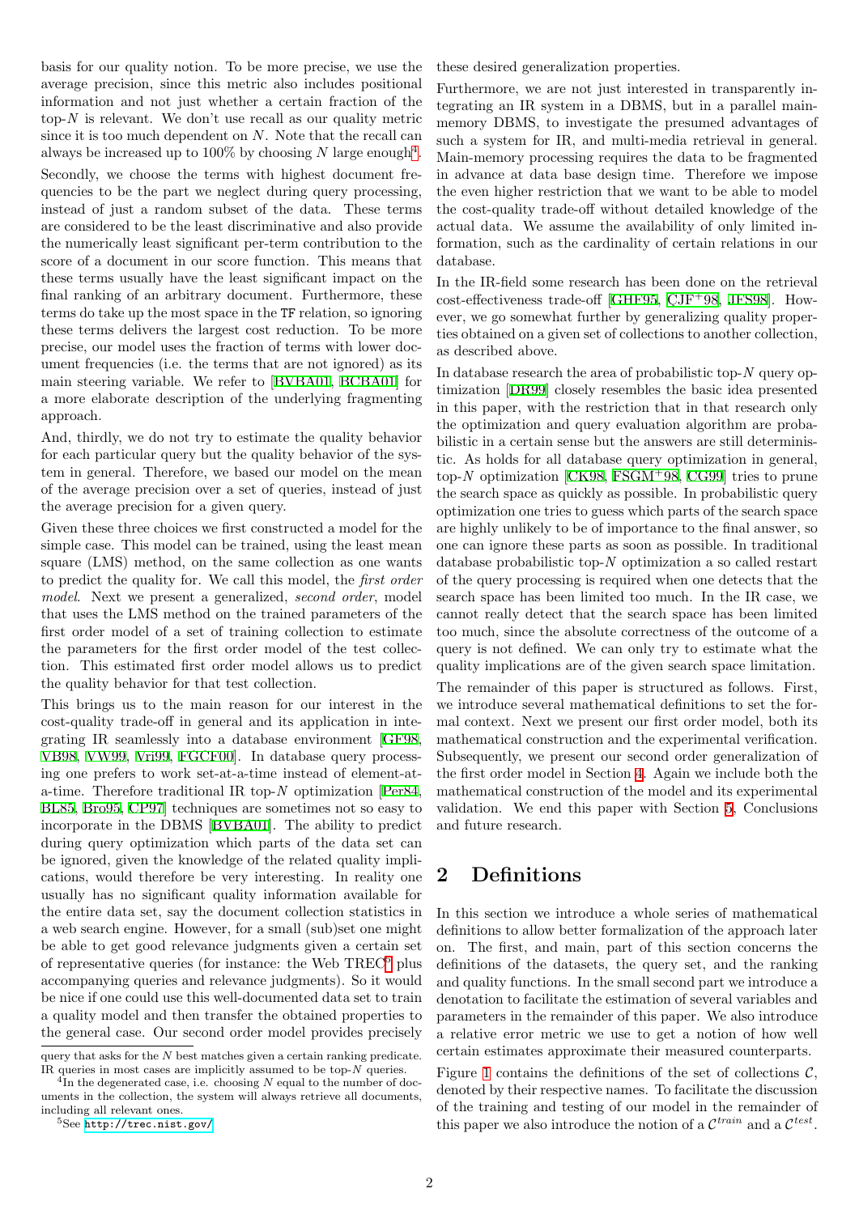basis for our quality notion. To be more precise, we use the average precision, since this metric also includes positional information and not just whether a certain fraction of the top-$N$ is relevant. We don't use recall as our quality metric since it is too much dependent on $N$. Note that the recall can always be increased up to 100% by choosing $N$ large enough[4].

Secondly, we choose the terms with highest document frequencies to be the part we neglect during query processing, instead of just a random subset of the data. These terms are considered to be the least discriminative and also provide the numerically least significant per-term contribution to the score of a document in our score function. This means that these terms usually have the least significant impact on the final ranking of an arbitrary document. Furthermore, these terms do take up the most space in the TF relation, so ignoring these terms delivers the largest cost reduction. To be more precise, our model uses the fraction of terms with lower document frequencies (i.e. the terms that are not ignored) as its main steering variable. We refer to [BVBA01, BCBA01] for a more elaborate description of the underlying fragmenting approach.

And, thirdly, we do not try to estimate the quality behavior for each particular query but the quality behavior of the system in general. Therefore, we based our model on the mean of the average precision over a set of queries, instead of just the average precision for a given query.

Given these three choices we first constructed a model for the simple case. This model can be trained, using the least mean square (LMS) method, on the same collection as one wants to predict the quality for. We call this model, the *first order model*. Next we present a generalized, *second order*, model that uses the LMS method on the trained parameters of the first order model of a set of training collection to estimate the parameters for the first order model of the test collection. This estimated first order model allows us to predict the quality behavior for that test collection.

This brings us to the main reason for our interest in the cost-quality trade-off in general and its application in integrating IR seamlessly into a database environment [GF98, VB98, VW99, Vri99, FGCF00]. In database query processing one prefers to work set-at-a-time instead of element-at-a-time. Therefore traditional IR top-$N$ optimization [Per84, BL85, Bro95, CP97] techniques are sometimes not so easy to incorporate in the DBMS [BVBA01]. The ability to predict during query optimization which parts of the data set can be ignored, given the knowledge of the related quality implications, would therefore be very interesting. In reality one usually has no significant quality information available for the entire data set, say the document collection statistics in a web search engine. However, for a small (sub)set one might be able to get good relevance judgments given a certain set of representative queries (for instance: the Web TREC[5] plus accompanying queries and relevance judgments). So it would be nice if one could use this well-documented data set to train a quality model and then transfer the obtained properties to the general case. Our second order model provides precisely these desired generalization properties.

Furthermore, we are not just interested in transparently integrating an IR system in a DBMS, but in a parallel main-memory DBMS, to investigate the presumed advantages of such a system for IR, and multi-media retrieval in general. Main-memory processing requires the data to be fragmented in advance at data base design time. Therefore we impose the even higher restriction that we want to be able to model the cost-quality trade-off without detailed knowledge of the actual data. We assume the availability of only limited information, such as the cardinality of certain relations in our database.

In the IR-field some research has been done on the retrieval cost-effectiveness trade-off [GHF95, CJF+98, JFS98]. However, we go somewhat further by generalizing quality properties obtained on a given set of collections to another collection, as described above.

In database research the area of probabilistic top-$N$ query optimization [DR99] closely resembles the basic idea presented in this paper, with the restriction that in that research only the optimization and query evaluation algorithm are probabilistic in a certain sense but the answers are still deterministic. As holds for all database query optimization in general, top-$N$ optimization [CK98, FSGM+98, CG99] tries to prune the search space as quickly as possible. In probabilistic query optimization one tries to guess which parts of the search space are highly unlikely to be of importance to the final answer, so one can ignore these parts as soon as possible. In traditional database probabilistic top-$N$ optimization a so called restart of the query processing is required when one detects that the search space has been limited too much. In the IR case, we cannot really detect that the search space has been limited too much, since the absolute correctness of the outcome of a query is not defined. We can only try to estimate what the quality implications are of the given search space limitation.

The remainder of this paper is structured as follows. First, we introduce several mathematical definitions to set the formal context. Next we present our first order model, both its mathematical construction and the experimental verification. Subsequently, we present our second order generalization of the first order model in Section 4. Again we include both the mathematical construction of the model and its experimental validation. We end this paper with Section 5, Conclusions and future research.

## 2 Definitions

In this section we introduce a whole series of mathematical definitions to allow better formalization of the approach later on. The first, and main, part of this section concerns the definitions of the datasets, the query set, and the ranking and quality functions. In the small second part we introduce a denotation to facilitate the estimation of several variables and parameters in the remainder of this paper. We also introduce a relative error metric we use to get a notion of how well certain estimates approximate their measured counterparts.

Figure 1 contains the definitions of the set of collections $\mathcal{C}$, denoted by their respective names. To facilitate the discussion of the training and testing of our model in the remainder of this paper we also introduce the notion of a $\mathcal{C}^{train}$ and a $\mathcal{C}^{test}$.

---

query that asks for the $N$ best matches given a certain ranking predicate. IR queries in most cases are implicitly assumed to be top-$N$ queries.

[4] In the degenerated case, i.e. choosing $N$ equal to the number of documents in the collection, the system will always retrieve all documents, including all relevant ones.

[5] See http://trec.nist.gov/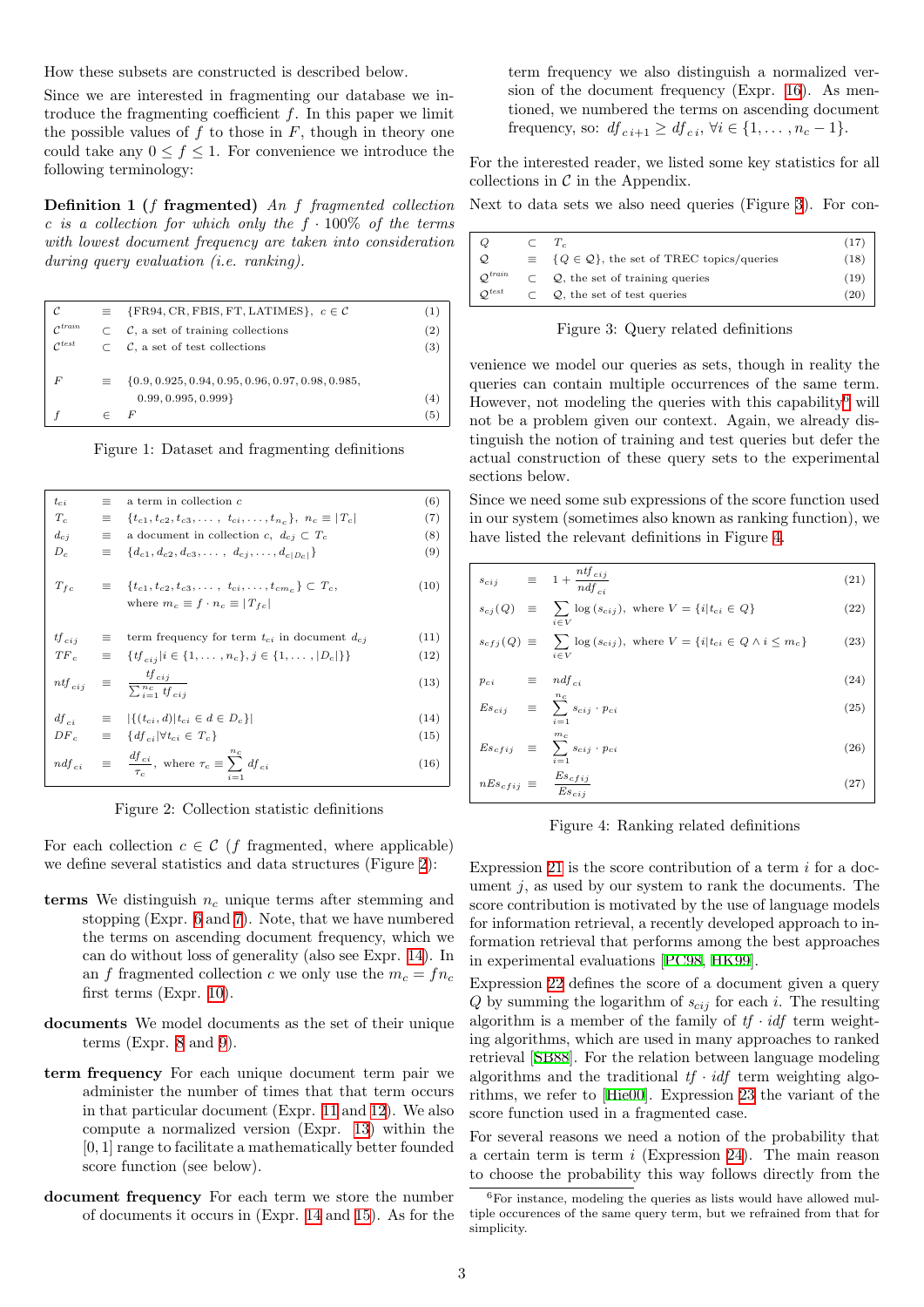How these subsets are constructed is described below.

Since we are interested in fragmenting our database we introduce the fragmenting coefficient $f$. In this paper we limit the possible values of $f$ to those in $F$, though in theory one could take any $0 \leq f \leq 1$. For convenience we introduce the following terminology:

**Definition 1 ($f$ fragmented)** *An $f$ fragmented collection $c$ is a collection for which only the $f \cdot 100\%$ of the terms with lowest document frequency are taken into consideration during query evaluation (i.e. ranking).*

$$
\begin{array}{llll}
\mathcal{C} & \equiv & \{\text{FR94}, \text{CR}, \text{FBIS}, \text{FT}, \text{LATIMES}\},\ c \in \mathcal{C} & (1) \\
\mathcal{C}^{train} & \subset & \mathcal{C}, \text{ a set of training collections} & (2) \\
\mathcal{C}^{test} & \subset & \mathcal{C}, \text{ a set of test collections} & (3) \\
F & \equiv & \{0.9, 0.925, 0.94, 0.95, 0.96, 0.97, 0.98, 0.985, 0.99, 0.995, 0.999\} & (4) \\
f & \in & F & (5)
\end{array}
$$

Figure 1: Dataset and fragmenting definitions

$$
\begin{array}{llll}
t_{ci} & \equiv & \text{a term in collection } c & (6) \\
T_c & \equiv & \{t_{c1}, t_{c2}, t_{c3}, \ldots,\ t_{ci}, \ldots, t_{n_c}\},\ n_c \equiv |T_c| & (7) \\
d_{cj} & \equiv & \text{a document in collection } c,\ d_{cj} \subset T_c & (8) \\
D_c & \equiv & \{d_{c1}, d_{c2}, d_{c3}, \ldots,\ d_{cj}, \ldots, d_{c|D_c|}\} & (9) \\
T_{fc} & \equiv & \{t_{c1}, t_{c2}, t_{c3}, \ldots,\ t_{ci}, \ldots, t_{cm_c}\} \subset T_c, \text{ where } m_c \equiv f \cdot n_c \equiv |T_{fc}| & (10) \\
tf_{cij} & \equiv & \text{term frequency for term } t_{ci} \text{ in document } d_{cj} & (11) \\
TF_c & \equiv & \{tf_{cij} | i \in \{1, \ldots, n_c\}, j \in \{1, \ldots, |D_c|\}\} & (12) \\
ntf_{cij} & \equiv & \dfrac{tf_{cij}}{\sum_{i=1}^{n_c} tf_{cij}} & (13) \\
df_{ci} & \equiv & |\{(t_{ci}, d) | t_{ci} \in d \in D_c\}| & (14) \\
DF_c & \equiv & \{df_{ci} | \forall t_{ci} \in T_c\} & (15) \\
ndf_{ci} & \equiv & \dfrac{df_{ci}}{\tau_c}, \text{ where } \tau_c \equiv \sum_{i=1}^{n_c} df_{ci} & (16)
\end{array}
$$

Figure 2: Collection statistic definitions

For each collection $c \in \mathcal{C}$ ($f$ fragmented, where applicable) we define several statistics and data structures (Figure 2):

**terms** We distinguish $n_c$ unique terms after stemming and stopping (Expr. 6 and 7). Note, that we have numbered the terms on ascending document frequency, which we can do without loss of generality (also see Expr. 14). In an $f$ fragmented collection $c$ we only use the $m_c = fn_c$ first terms (Expr. 10).

**documents** We model documents as the set of their unique terms (Expr. 8 and 9).

**term frequency** For each unique document term pair we administer the number of times that that term occurs in that particular document (Expr. 11 and 12). We also compute a normalized version (Expr. 13) within the $[0, 1]$ range to facilitate a mathematically better founded score function (see below).

**document frequency** For each term we store the number of documents it occurs in (Expr. 14 and 15). As for the term frequency we also distinguish a normalized version of the document frequency (Expr. 16). As mentioned, we numbered the terms on ascending document frequency, so: $df_{c\,i+1} \geq df_{c\,i},\ \forall i \in \{1, \ldots, n_c - 1\}$.

For the interested reader, we listed some key statistics for all collections in $\mathcal{C}$ in the Appendix.

Next to data sets we also need queries (Figure 3). For convenience we model our queries as sets, though in reality the queries can contain multiple occurrences of the same term. However, not modeling the queries with this capability[6] will not be a problem given our context. Again, we already distinguish the notion of training and test queries but defer the actual construction of these query sets to the experimental sections below.

$$
\begin{array}{llll}
Q & \subset & T_c & (17) \\
\mathcal{Q} & \equiv & \{Q \in \mathcal{Q}\}, \text{ the set of TREC topics/queries} & (18) \\
\mathcal{Q}^{train} & \subset & \mathcal{Q}, \text{ the set of training queries} & (19) \\
\mathcal{Q}^{test} & \subset & \mathcal{Q}, \text{ the set of test queries} & (20)
\end{array}
$$

Figure 3: Query related definitions

Since we need some sub expressions of the score function used in our system (sometimes also known as ranking function), we have listed the relevant definitions in Figure 4.

$$
\begin{array}{llll}
s_{cij} & \equiv & 1 + \dfrac{ntf_{cij}}{ndf_{ci}} & (21) \\
s_{cj}(Q) & \equiv & \sum_{i \in V} \log(s_{cij}), \text{ where } V = \{i | t_{ci} \in Q\} & (22) \\
s_{cfj}(Q) & \equiv & \sum_{i \in V} \log(s_{cij}), \text{ where } V = \{i | t_{ci} \in Q \wedge i \leq m_c\} & (23) \\
p_{ci} & \equiv & ndf_{ci} & (24) \\
Es_{cij} & \equiv & \sum_{i=1}^{n_c} s_{cij} \cdot p_{ci} & (25) \\
Es_{cfij} & \equiv & \sum_{i=1}^{m_c} s_{cij} \cdot p_{ci} & (26) \\
nEs_{cfij} & \equiv & \dfrac{Es_{cfij}}{Es_{cij}} & (27)
\end{array}
$$

Figure 4: Ranking related definitions

Expression 21 is the score contribution of a term $i$ for a document $j$, as used by our system to rank the documents. The score contribution is motivated by the use of language models for information retrieval, a recently developed approach to information retrieval that performs among the best approaches in experimental evaluations [PC98, HK99].

Expression 22 defines the score of a document given a query $Q$ by summing the logarithm of $s_{cij}$ for each $i$. The resulting algorithm is a member of the family of $tf \cdot idf$ term weighting algorithms, which are used in many approaches to ranked retrieval [SB88]. For the relation between language modeling algorithms and the traditional $tf \cdot idf$ term weighting algorithms, we refer to [Hie00]. Expression 23 the variant of the score function used in a fragmented case.

For several reasons we need a notion of the probability that a certain term is term $i$ (Expression 24). The main reason to choose the probability this way follows directly from the

[6] For instance, modeling the queries as lists would have allowed multiple occurences of the same query term, but we refrained from that for simplicity.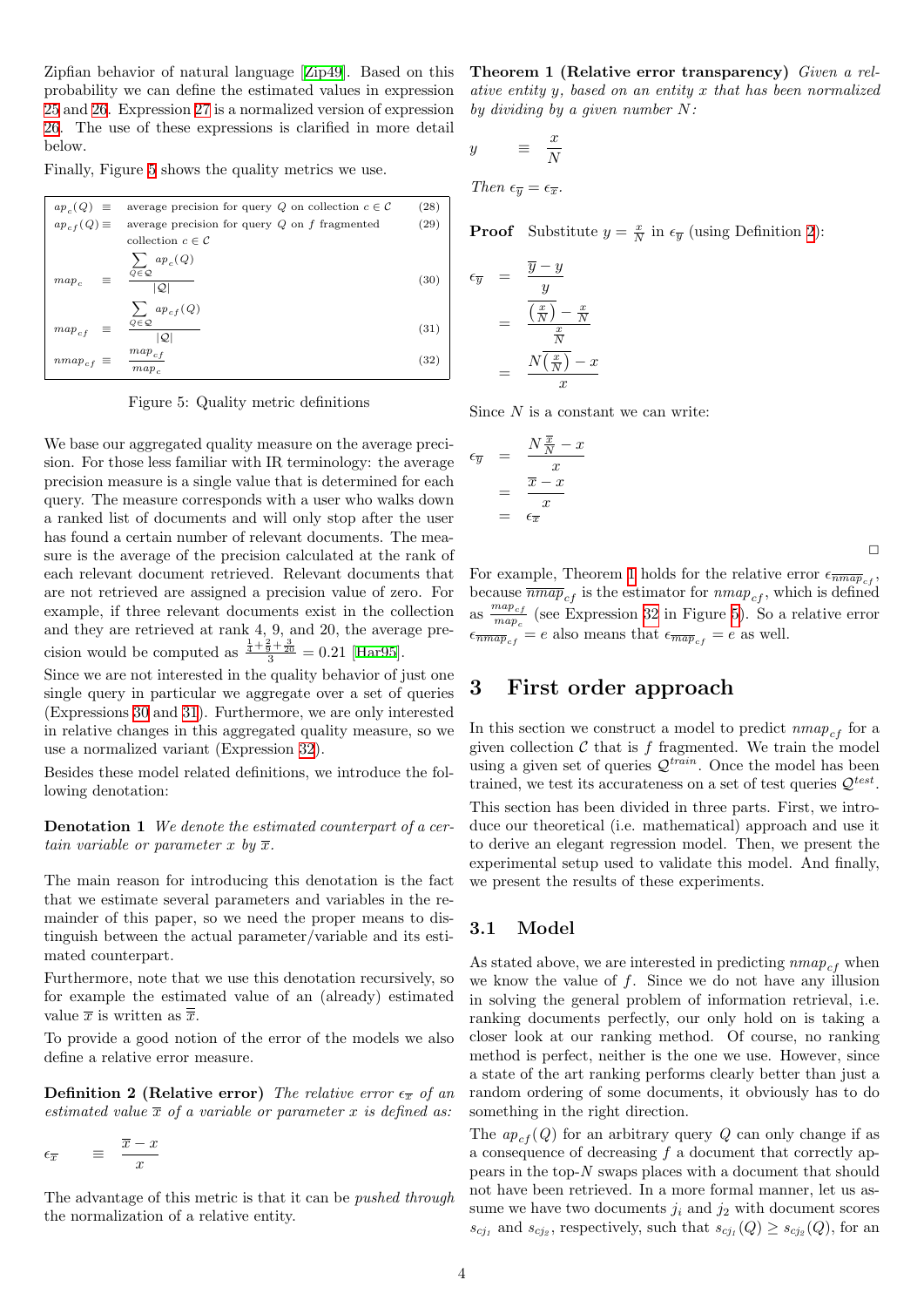Zipfian behavior of natural language [Zip49]. Based on this probability we can define the estimated values in expression 25 and 26. Expression 27 is a normalized version of expression 26. The use of these expressions is clarified in more detail below.

Finally, Figure 5 shows the quality metrics we use.

$$ap_c(Q) \equiv \text{average precision for query } Q \text{ on collection } c \in \mathcal{C} \quad (28)$$

$$ap_{cf}(Q) \equiv \text{average precision for query } Q \text{ on } f \text{ fragmented collection } c \in \mathcal{C} \quad (29)$$

$$map_c \equiv \frac{\sum_{Q \in \mathcal{Q}} ap_c(Q)}{|\mathcal{Q}|} \quad (30)$$

$$map_{cf} \equiv \frac{\sum_{Q \in \mathcal{Q}} ap_{cf}(Q)}{|\mathcal{Q}|} \quad (31)$$

$$nmap_{cf} \equiv \frac{map_{cf}}{map_c} \quad (32)$$

Figure 5: Quality metric definitions

We base our aggregated quality measure on the average precision. For those less familiar with IR terminology: the average precision measure is a single value that is determined for each query. The measure corresponds with a user who walks down a ranked list of documents and will only stop after the user has found a certain number of relevant documents. The measure is the average of the precision calculated at the rank of each relevant document retrieved. Relevant documents that are not retrieved are assigned a precision value of zero. For example, if three relevant documents exist in the collection and they are retrieved at rank 4, 9, and 20, the average precision would be computed as $\frac{\frac{1}{4}+\frac{2}{9}+\frac{3}{20}}{3} = 0.21$ [Har95].

Since we are not interested in the quality behavior of just one single query in particular we aggregate over a set of queries (Expressions 30 and 31). Furthermore, we are only interested in relative changes in this aggregated quality measure, so we use a normalized variant (Expression 32).

Besides these model related definitions, we introduce the following denotation:

**Denotation 1** *We denote the estimated counterpart of a certain variable or parameter $x$ by $\overline{x}$.*

The main reason for introducing this denotation is the fact that we estimate several parameters and variables in the remainder of this paper, so we need the proper means to distinguish between the actual parameter/variable and its estimated counterpart.

Furthermore, note that we use this denotation recursively, so for example the estimated value of an (already) estimated value $\overline{x}$ is written as $\overline{\overline{x}}$.

To provide a good notion of the error of the models we also define a relative error measure.

**Definition 2 (Relative error)** *The relative error $\epsilon_{\overline{x}}$ of an estimated value $\overline{x}$ of a variable or parameter $x$ is defined as:*

$$\epsilon_{\overline{x}} \equiv \frac{\overline{x} - x}{x}$$

The advantage of this metric is that it can be *pushed through* the normalization of a relative entity.

**Theorem 1 (Relative error transparency)** *Given a relative entity $y$, based on an entity $x$ that has been normalized by dividing by a given number $N$:*

$$y \equiv \frac{x}{N}$$

*Then $\epsilon_{\overline{y}} = \epsilon_{\overline{x}}$.*

**Proof** Substitute $y = \frac{x}{N}$ in $\epsilon_{\overline{y}}$ (using Definition 2):

$$\begin{aligned}
\epsilon_{\overline{y}} &= \frac{\overline{y} - y}{y} \\
&= \frac{\overline{\left(\frac{x}{N}\right)} - \frac{x}{N}}{\frac{x}{N}} \\
&= \frac{N\overline{\left(\frac{x}{N}\right)} - x}{x}
\end{aligned}$$

Since $N$ is a constant we can write:

$$\begin{aligned}
\epsilon_{\overline{y}} &= \frac{N\frac{\overline{x}}{N} - x}{x} \\
&= \frac{\overline{x} - x}{x} \\
&= \epsilon_{\overline{x}}
\end{aligned}$$

□

For example, Theorem 1 holds for the relative error $\epsilon_{\overline{nmap}_{cf}}$, because $\overline{nmap}_{cf}$ is the estimator for $nmap_{cf}$, which is defined as $\frac{map_{cf}}{map_c}$ (see Expression 32 in Figure 5). So a relative error $\epsilon_{\overline{nmap}_{cf}} = e$ also means that $\epsilon_{\overline{map}_{cf}} = e$ as well.

## 3 First order approach

In this section we construct a model to predict $nmap_{cf}$ for a given collection $\mathcal{C}$ that is $f$ fragmented. We train the model using a given set of queries $\mathcal{Q}^{train}$. Once the model has been trained, we test its accurateness on a set of test queries $\mathcal{Q}^{test}$.

This section has been divided in three parts. First, we introduce our theoretical (i.e. mathematical) approach and use it to derive an elegant regression model. Then, we present the experimental setup used to validate this model. And finally, we present the results of these experiments.

### 3.1 Model

As stated above, we are interested in predicting $nmap_{cf}$ when we know the value of $f$. Since we do not have any illusion in solving the general problem of information retrieval, i.e. ranking documents perfectly, our only hold on is taking a closer look at our ranking method. Of course, no ranking method is perfect, neither is the one we use. However, since a state of the art ranking performs clearly better than just a random ordering of some documents, it obviously has to do something in the right direction.

The $ap_{cf}(Q)$ for an arbitrary query $Q$ can only change if as a consequence of decreasing $f$ a document that correctly appears in the top-$N$ swaps places with a document that should not have been retrieved. In a more formal manner, let us assume we have two documents $j_i$ and $j_2$ with document scores $s_{cj_1}$ and $s_{cj_2}$, respectively, such that $s_{cj_1}(Q) \geq s_{cj_2}(Q)$, for an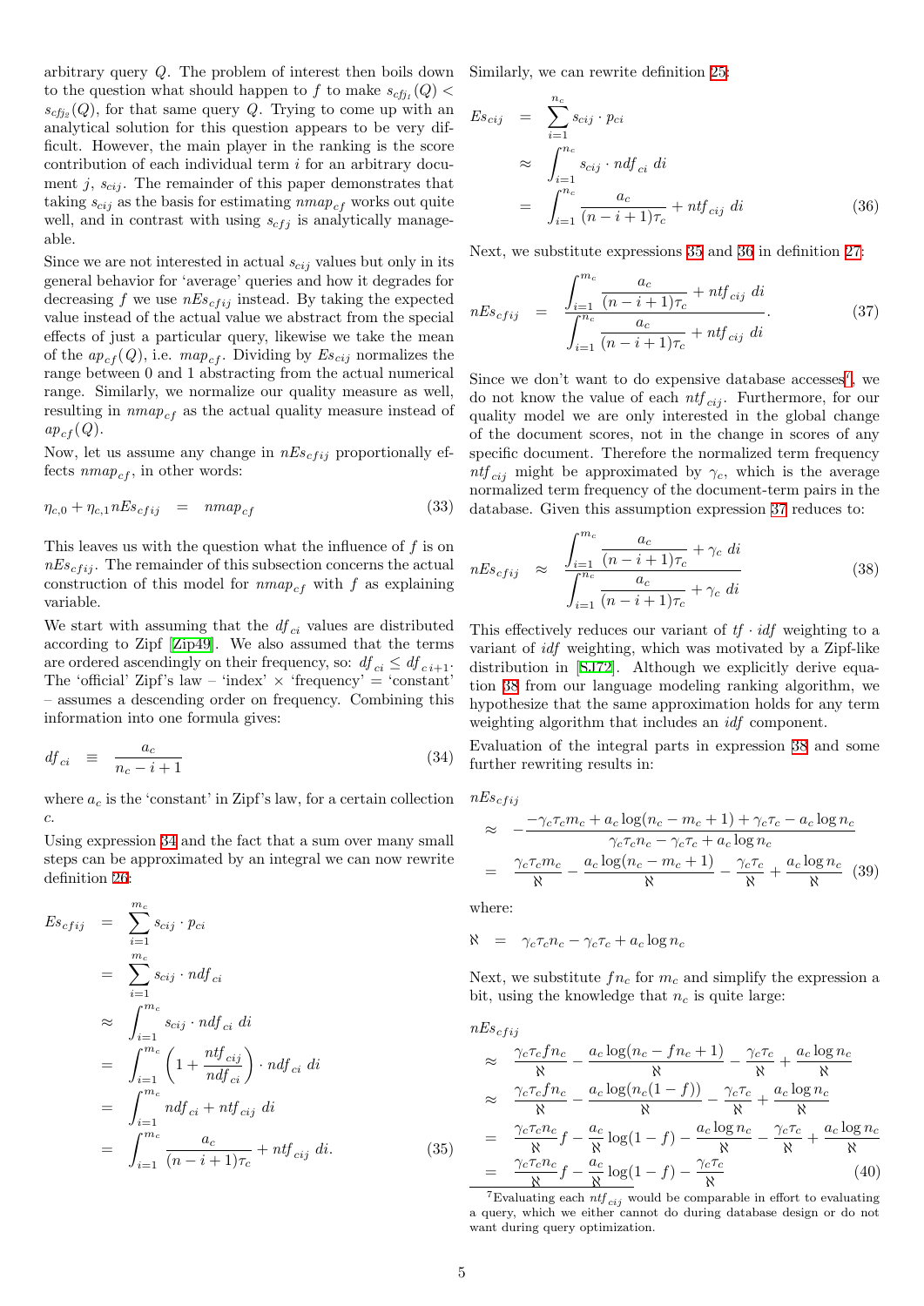arbitrary query $Q$. The problem of interest then boils down to the question what should happen to $f$ to make $s_{cfj_1}(Q) < s_{cfj_2}(Q)$, for that same query $Q$. Trying to come up with an analytical solution for this question appears to be very difficult. However, the main player in the ranking is the score contribution of each individual term $i$ for an arbitrary document $j$, $s_{cij}$. The remainder of this paper demonstrates that taking $s_{cij}$ as the basis for estimating $nmap_{cf}$ works out quite well, and in contrast with using $s_{cfj}$ is analytically manageable.

Since we are not interested in actual $s_{cij}$ values but only in its general behavior for 'average' queries and how it degrades for decreasing $f$ we use $nEs_{cfij}$ instead. By taking the expected value instead of the actual value we abstract from the special effects of just a particular query, likewise we take the mean of the $ap_{cf}(Q)$, i.e. $map_{cf}$. Dividing by $Es_{cij}$ normalizes the range between 0 and 1 abstracting from the actual numerical range. Similarly, we normalize our quality measure as well, resulting in $nmap_{cf}$ as the actual quality measure instead of $ap_{cf}(Q)$.

Now, let us assume any change in $nEs_{cfij}$ proportionally effects $nmap_{cf}$, in other words:

$$\eta_{c,0} + \eta_{c,1} nEs_{cfij} = nmap_{cf} \tag{33}$$

This leaves us with the question what the influence of $f$ is on $nEs_{cfij}$. The remainder of this subsection concerns the actual construction of this model for $nmap_{cf}$ with $f$ as explaining variable.

We start with assuming that the $df_{ci}$ values are distributed according to Zipf [Zip49]. We also assumed that the terms are ordered ascendingly on their frequency, so: $df_{ci} \leq df_{ci+1}$. The 'official' Zipf's law – 'index' × 'frequency' = 'constant' – assumes a descending order on frequency. Combining this information into one formula gives:

$$df_{ci} \equiv \frac{a_c}{n_c - i + 1} \tag{34}$$

where $a_c$ is the 'constant' in Zipf's law, for a certain collection $c$.

Using expression 34 and the fact that a sum over many small steps can be approximated by an integral we can now rewrite definition 26:

$$\begin{aligned}
Es_{cfij} &= \sum_{i=1}^{m_c} s_{cij} \cdot p_{ci} \\
&= \sum_{i=1}^{m_c} s_{cij} \cdot ndf_{ci} \\
&\approx \int_{i=1}^{m_c} s_{cij} \cdot ndf_{ci} \, di \\
&= \int_{i=1}^{m_c} \left(1 + \frac{ntf_{cij}}{ndf_{ci}}\right) \cdot ndf_{ci} \, di \\
&= \int_{i=1}^{m_c} ndf_{ci} + ntf_{cij} \, di \\
&= \int_{i=1}^{m_c} \frac{a_c}{(n - i + 1)\tau_c} + ntf_{cij} \, di.
\end{aligned} \tag{35}$$

Similarly, we can rewrite definition 25:

$$\begin{aligned}
Es_{cij} &= \sum_{i=1}^{n_c} s_{cij} \cdot p_{ci} \\
&\approx \int_{i=1}^{n_c} s_{cij} \cdot ndf_{ci} \, di \\
&= \int_{i=1}^{n_c} \frac{a_c}{(n - i + 1)\tau_c} + ntf_{cij} \, di
\end{aligned} \tag{36}$$

Next, we substitute expressions 35 and 36 in definition 27:

$$nEs_{cfij} = \frac{\displaystyle\int_{i=1}^{m_c} \frac{a_c}{(n - i + 1)\tau_c} + ntf_{cij} \, di}{\displaystyle\int_{i=1}^{n_c} \frac{a_c}{(n - i + 1)\tau_c} + ntf_{cij} \, di}. \tag{37}$$

Since we don't want to do expensive database accesses[7], we do not know the value of each $ntf_{cij}$. Furthermore, for our quality model we are only interested in the global change of the document scores, not in the change in scores of any specific document. Therefore the normalized term frequency $ntf_{cij}$ might be approximated by $\gamma_c$, which is the average normalized term frequency of the document-term pairs in the database. Given this assumption expression 37 reduces to:

$$nEs_{cfij} \approx \frac{\displaystyle\int_{i=1}^{m_c} \frac{a_c}{(n - i + 1)\tau_c} + \gamma_c \, di}{\displaystyle\int_{i=1}^{n_c} \frac{a_c}{(n - i + 1)\tau_c} + \gamma_c \, di} \tag{38}$$

This effectively reduces our variant of $tf \cdot idf$ weighting to a variant of $idf$ weighting, which was motivated by a Zipf-like distribution in [S.172]. Although we explicitly derive equation 38 from our language modeling ranking algorithm, we hypothesize that the same approximation holds for any term weighting algorithm that includes an $idf$ component.

Evaluation of the integral parts in expression 38 and some further rewriting results in:

$$\begin{aligned}
&nEs_{cfij} \\
&\approx -\frac{-\gamma_c\tau_c m_c + a_c \log(n_c - m_c + 1) + \gamma_c\tau_c - a_c \log n_c}{\gamma_c\tau_c n_c - \gamma_c\tau_c + a_c \log n_c} \\
&= \frac{\gamma_c\tau_c m_c}{\aleph} - \frac{a_c \log(n_c - m_c + 1)}{\aleph} - \frac{\gamma_c\tau_c}{\aleph} + \frac{a_c \log n_c}{\aleph}
\end{aligned} \tag{39}$$

where:

$$\aleph = \gamma_c\tau_c n_c - \gamma_c\tau_c + a_c \log n_c$$

Next, we substitute $fn_c$ for $m_c$ and simplify the expression a bit, using the knowledge that $n_c$ is quite large:

$$\begin{aligned}
&nEs_{cfij} \\
&\approx \frac{\gamma_c\tau_c f n_c}{\aleph} - \frac{a_c \log(n_c - fn_c + 1)}{\aleph} - \frac{\gamma_c\tau_c}{\aleph} + \frac{a_c \log n_c}{\aleph} \\
&\approx \frac{\gamma_c\tau_c f n_c}{\aleph} - \frac{a_c \log(n_c(1 - f))}{\aleph} - \frac{\gamma_c\tau_c}{\aleph} + \frac{a_c \log n_c}{\aleph} \\
&= \frac{\gamma_c\tau_c n_c}{\aleph} f - \frac{a_c}{\aleph}\log(1 - f) - \frac{a_c \log n_c}{\aleph} - \frac{\gamma_c\tau_c}{\aleph} + \frac{a_c \log n_c}{\aleph} \\
&= \frac{\gamma_c\tau_c n_c}{\aleph} f - \frac{a_c}{\aleph}\log(1 - f) - \frac{\gamma_c\tau_c}{\aleph}
\end{aligned} \tag{40}$$

[7] Evaluating each $ntf_{cij}$ would be comparable in effort to evaluating a query, which we either cannot do during database design or do not want during query optimization.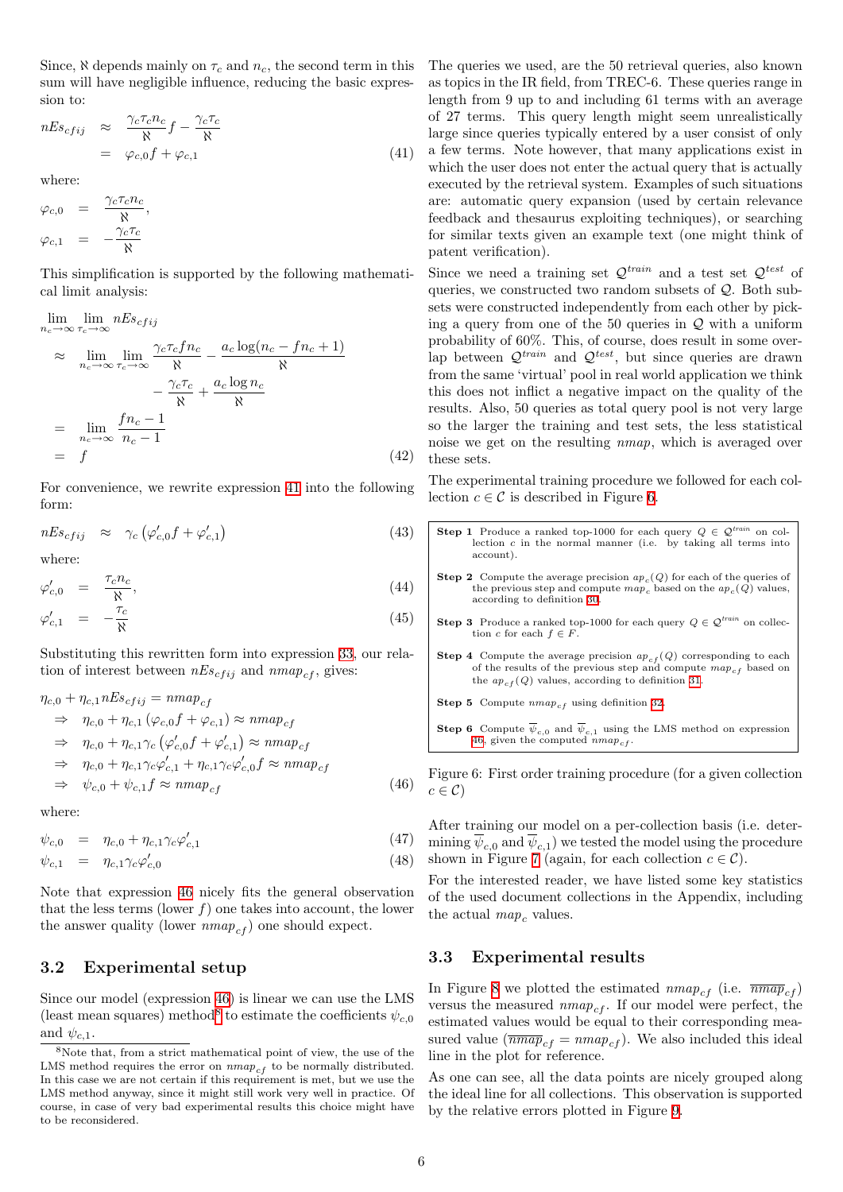Since, $\aleph$ depends mainly on $\tau_c$ and $n_c$, the second term in this sum will have negligible influence, reducing the basic expression to:

$$
\begin{aligned}
nEs_{cfij} &\approx \frac{\gamma_c \tau_c n_c}{\aleph} f - \frac{\gamma_c \tau_c}{\aleph} \\
&= \varphi_{c,0} f + \varphi_{c,1}
\end{aligned} \tag{41}
$$

where:

$$
\begin{aligned}
\varphi_{c,0} &= \frac{\gamma_c \tau_c n_c}{\aleph}, \\
\varphi_{c,1} &= -\frac{\gamma_c \tau_c}{\aleph}
\end{aligned}
$$

This simplification is supported by the following mathematical limit analysis:

$$
\begin{aligned}
&\lim_{n_c \to \infty} \lim_{\tau_c \to \infty} nEs_{cfij} \\
&\approx \lim_{n_c \to \infty} \lim_{\tau_c \to \infty} \frac{\gamma_c \tau_c f n_c}{\aleph} - \frac{a_c \log(n_c - f n_c + 1)}{\aleph} \\
&\qquad - \frac{\gamma_c \tau_c}{\aleph} + \frac{a_c \log n_c}{\aleph} \\
&= \lim_{n_c \to \infty} \frac{f n_c - 1}{n_c - 1} \\
&= f
\end{aligned} \tag{42}
$$

For convenience, we rewrite expression 41 into the following form:

$$
nEs_{cfij} \approx \gamma_c \left( \varphi'_{c,0} f + \varphi'_{c,1} \right) \tag{43}
$$

where:

$$
\varphi'_{c,0} = \frac{\tau_c n_c}{\aleph}, \tag{44}
$$

$$
\varphi'_{c,1} = -\frac{\tau_c}{\aleph} \tag{45}
$$

Substituting this rewritten form into expression 33, our relation of interest between $nEs_{cfij}$ and $nmap_{cf}$, gives:

$$
\begin{aligned}
&\eta_{c,0} + \eta_{c,1} nEs_{cfij} = nmap_{cf} \\
&\Rightarrow \eta_{c,0} + \eta_{c,1} \left( \varphi_{c,0} f + \varphi_{c,1} \right) \approx nmap_{cf} \\
&\Rightarrow \eta_{c,0} + \eta_{c,1} \gamma_c \left( \varphi'_{c,0} f + \varphi'_{c,1} \right) \approx nmap_{cf} \\
&\Rightarrow \eta_{c,0} + \eta_{c,1} \gamma_c \varphi'_{c,1} + \eta_{c,1} \gamma_c \varphi'_{c,0} f \approx nmap_{cf} \\
&\Rightarrow \psi_{c,0} + \psi_{c,1} f \approx nmap_{cf}
\end{aligned} \tag{46}
$$

where:

$$
\psi_{c,0} = \eta_{c,0} + \eta_{c,1} \gamma_c \varphi'_{c,1} \tag{47}
$$

$$
\psi_{c,1} = \eta_{c,1} \gamma_c \varphi'_{c,0} \tag{48}
$$

Note that expression 46 nicely fits the general observation that the less terms (lower $f$) one takes into account, the lower the answer quality (lower $nmap_{cf}$) one should expect.

### 3.2 Experimental setup

Since our model (expression 46) is linear we can use the LMS (least mean squares) method[8] to estimate the coefficients $\psi_{c,0}$ and $\psi_{c,1}$.

[8] Note that, from a strict mathematical point of view, the use of the LMS method requires the error on $nmap_{cf}$ to be normally distributed. In this case we are not certain if this requirement is met, but we use the LMS method anyway, since it might still work very well in practice. Of course, in case of very bad experimental results this choice might have to be reconsidered.

The queries we used, are the 50 retrieval queries, also known as topics in the IR field, from TREC-6. These queries range in length from 9 up to and including 61 terms with an average of 27 terms. This query length might seem unrealistically large since queries typically entered by a user consist of only a few terms. Note however, that many applications exist in which the user does not enter the actual query that is actually executed by the retrieval system. Examples of such situations are: automatic query expansion (used by certain relevance feedback and thesaurus exploiting techniques), or searching for similar texts given an example text (one might think of patent verification).

Since we need a training set $\mathcal{Q}^{train}$ and a test set $\mathcal{Q}^{test}$ of queries, we constructed two random subsets of $\mathcal{Q}$. Both subsets were constructed independently from each other by picking a query from one of the 50 queries in $\mathcal{Q}$ with a uniform probability of 60%. This, of course, does result in some overlap between $\mathcal{Q}^{train}$ and $\mathcal{Q}^{test}$, but since queries are drawn from the same 'virtual' pool in real world application we think this does not inflict a negative impact on the quality of the results. Also, 50 queries as total query pool is not very large so the larger the training and test sets, the less statistical noise we get on the resulting *nmap*, which is averaged over these sets.

The experimental training procedure we followed for each collection $c \in \mathcal{C}$ is described in Figure 6.

**Step 1** Produce a ranked top-1000 for each query $Q \in \mathcal{Q}^{train}$ on collection $c$ in the normal manner (i.e. by taking all terms into account).

**Step 2** Compute the average precision $ap_c(Q)$ for each of the queries of the previous step and compute $map_c$ based on the $ap_c(Q)$ values, according to definition 30.

**Step 3** Produce a ranked top-1000 for each query $Q \in \mathcal{Q}^{train}$ on collection $c$ for each $f \in F$.

**Step 4** Compute the average precision $ap_{cf}(Q)$ corresponding to each of the results of the previous step and compute $map_{cf}$ based on the $ap_{cf}(Q)$ values, according to definition 31.

**Step 5** Compute $nmap_{cf}$ using definition 32.

**Step 6** Compute $\overline{\psi}_{c,0}$ and $\overline{\psi}_{c,1}$ using the LMS method on expression 46, given the computed $nmap_{cf}$.

Figure 6: First order training procedure (for a given collection $c \in \mathcal{C}$)

After training our model on a per-collection basis (i.e. determining $\overline{\psi}_{c,0}$ and $\overline{\psi}_{c,1}$) we tested the model using the procedure shown in Figure 7 (again, for each collection $c \in \mathcal{C}$).

For the interested reader, we have listed some key statistics of the used document collections in the Appendix, including the actual $map_c$ values.

### 3.3 Experimental results

In Figure 8 we plotted the estimated $nmap_{cf}$ (i.e. $\overline{nmap}_{cf}$) versus the measured $nmap_{cf}$. If our model were perfect, the estimated values would be equal to their corresponding measured value ($\overline{nmap}_{cf} = nmap_{cf}$). We also included this ideal line in the plot for reference.

As one can see, all the data points are nicely grouped along the ideal line for all collections. This observation is supported by the relative errors plotted in Figure 9.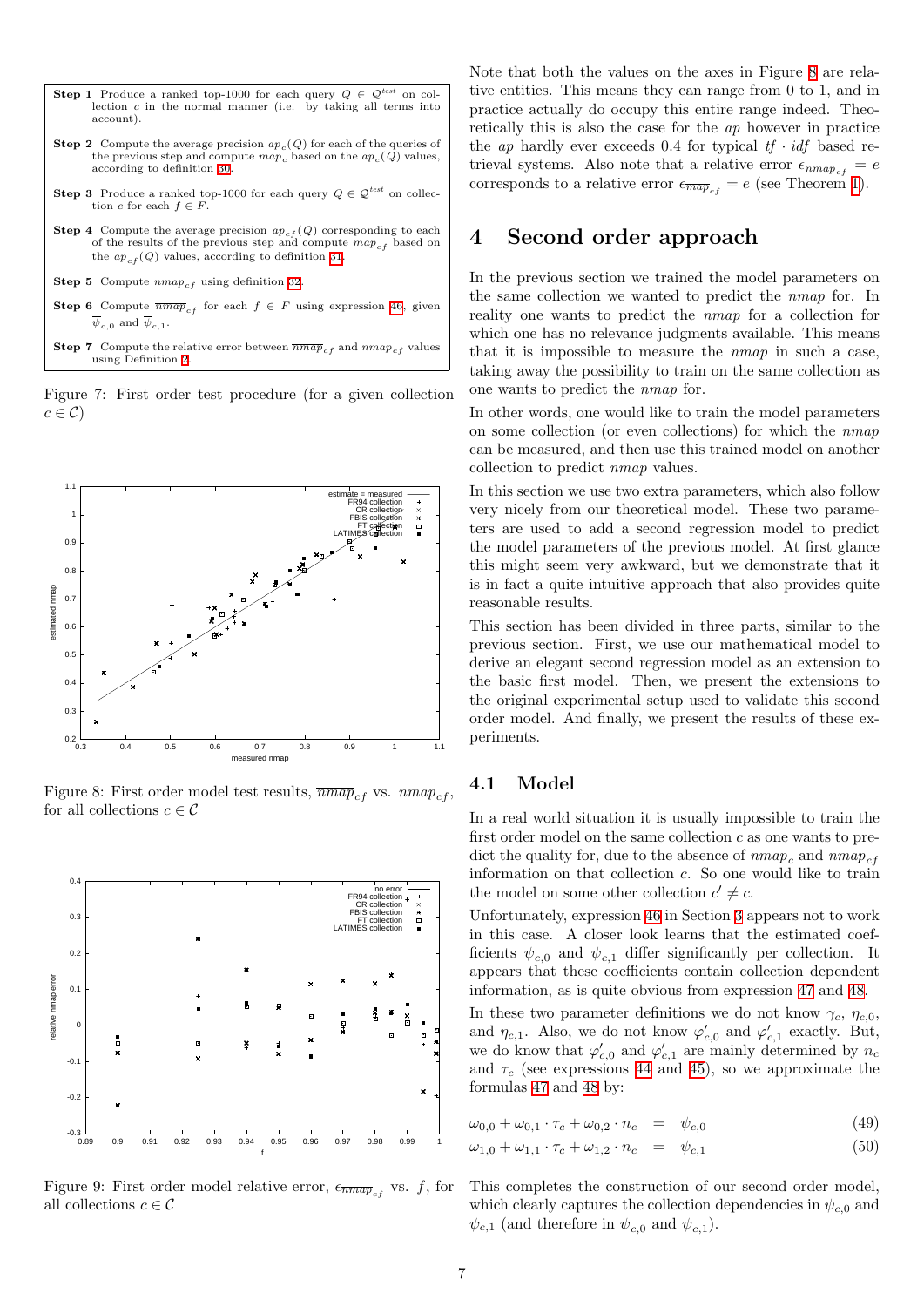**Step 1** Produce a ranked top-1000 for each query $Q \in \mathcal{Q}^{test}$ on collection $c$ in the normal manner (i.e. by taking all terms into account).

**Step 2** Compute the average precision $ap_c(Q)$ for each of the queries of the previous step and compute $map_c$ based on the $ap_c(Q)$ values, according to definition 30.

**Step 3** Produce a ranked top-1000 for each query $Q \in \mathcal{Q}^{test}$ on collection $c$ for each $f \in F$.

**Step 4** Compute the average precision $ap_{cf}(Q)$ corresponding to each of the results of the previous step and compute $map_{cf}$ based on the $ap_{cf}(Q)$ values, according to definition 31.

**Step 5** Compute $nmap_{cf}$ using definition 32.

**Step 6** Compute $\overline{nmap}_{cf}$ for each $f \in F$ using expression 46, given $\overline{\psi}_{c,0}$ and $\overline{\psi}_{c,1}$.

**Step 7** Compute the relative error between $\overline{nmap}_{cf}$ and $nmap_{cf}$ values using Definition 2.

Figure 7: First order test procedure (for a given collection $c \in \mathcal{C}$)

Figure 8: First order model test results, $\overline{nmap}_{cf}$ vs. $nmap_{cf}$, for all collections $c \in \mathcal{C}$

Figure 9: First order model relative error, $\epsilon_{\overline{nmap}_{cf}}$ vs. $f$, for all collections $c \in \mathcal{C}$

Note that both the values on the axes in Figure 8 are relative entities. This means they can range from 0 to 1, and in practice actually do occupy this entire range indeed. Theoretically this is also the case for the *ap* however in practice the *ap* hardly ever exceeds 0.4 for typical *tf* · *idf* based retrieval systems. Also note that a relative error $\epsilon_{\overline{nmap}_{cf}} = e$ corresponds to a relative error $\epsilon_{\overline{map}_{cf}} = e$ (see Theorem 1).

# 4 Second order approach

In the previous section we trained the model parameters on the same collection we wanted to predict the *nmap* for. In reality one wants to predict the *nmap* for a collection for which one has no relevance judgments available. This means that it is impossible to measure the *nmap* in such a case, taking away the possibility to train on the same collection as one wants to predict the *nmap* for.

In other words, one would like to train the model parameters on some collection (or even collections) for which the *nmap* can be measured, and then use this trained model on another collection to predict *nmap* values.

In this section we use two extra parameters, which also follow very nicely from our theoretical model. These two parameters are used to add a second regression model to predict the model parameters of the previous model. At first glance this might seem very awkward, but we demonstrate that it is in fact a quite intuitive approach that also provides quite reasonable results.

This section has been divided in three parts, similar to the previous section. First, we use our mathematical model to derive an elegant second regression model as an extension to the basic first model. Then, we present the extensions to the original experimental setup used to validate this second order model. And finally, we present the results of these experiments.

## 4.1 Model

In a real world situation it is usually impossible to train the first order model on the same collection $c$ as one wants to predict the quality for, due to the absence of $nmap_c$ and $nmap_{cf}$ information on that collection $c$. So one would like to train the model on some other collection $c' \neq c$.

Unfortunately, expression 46 in Section 3 appears not to work in this case. A closer look learns that the estimated coefficients $\overline{\psi}_{c,0}$ and $\overline{\psi}_{c,1}$ differ significantly per collection. It appears that these coefficients contain collection dependent information, as is quite obvious from expression 47 and 48.

In these two parameter definitions we do not know $\gamma_c$, $\eta_{c,0}$, and $\eta_{c,1}$. Also, we do not know $\varphi'_{c,0}$ and $\varphi'_{c,1}$ exactly. But, we do know that $\varphi'_{c,0}$ and $\varphi'_{c,1}$ are mainly determined by $n_c$ and $\tau_c$ (see expressions 44 and 45), so we approximate the formulas 47 and 48 by:

$$\omega_{0,0} + \omega_{0,1} \cdot \tau_c + \omega_{0,2} \cdot n_c \quad = \quad \psi_{c,0} \tag{49}$$

$$\omega_{1,0} + \omega_{1,1} \cdot \tau_c + \omega_{1,2} \cdot n_c \quad = \quad \psi_{c,1} \tag{50}$$

This completes the construction of our second order model, which clearly captures the collection dependencies in $\psi_{c,0}$ and $\psi_{c,1}$ (and therefore in $\overline{\psi}_{c,0}$ and $\overline{\psi}_{c,1}$).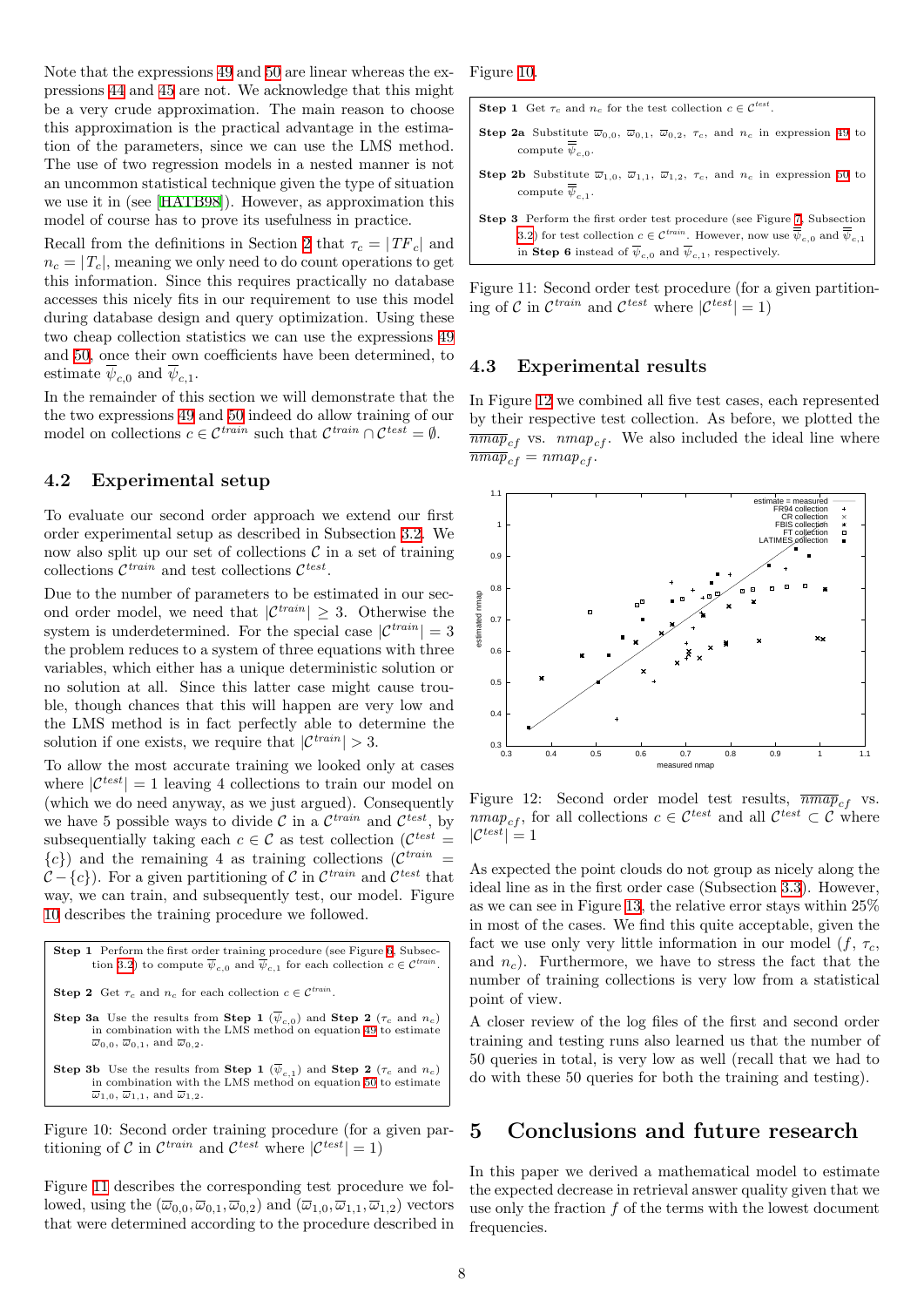Note that the expressions 49 and 50 are linear whereas the expressions 44 and 45 are not. We acknowledge that this might be a very crude approximation. The main reason to choose this approximation is the practical advantage in the estimation of the parameters, since we can use the LMS method. The use of two regression models in a nested manner is not an uncommon statistical technique given the type of situation we use it in (see [HATB98]). However, as approximation this model of course has to prove its usefulness in practice.

Recall from the definitions in Section 2 that $\tau_c = |TF_c|$ and $n_c = |T_c|$, meaning we only need to do count operations to get this information. Since this requires practically no database accesses this nicely fits in our requirement to use this model during database design and query optimization. Using these two cheap collection statistics we can use the expressions 49 and 50, once their own coefficients have been determined, to estimate $\overline{\psi}_{c,0}$ and $\overline{\psi}_{c,1}$.

In the remainder of this section we will demonstrate that the the two expressions 49 and 50 indeed do allow training of our model on collections $c \in \mathcal{C}^{train}$ such that $\mathcal{C}^{train} \cap \mathcal{C}^{test} = \emptyset$.

## 4.2 Experimental setup

To evaluate our second order approach we extend our first order experimental setup as described in Subsection 3.2. We now also split up our set of collections $\mathcal{C}$ in a set of training collections $\mathcal{C}^{train}$ and test collections $\mathcal{C}^{test}$.

Due to the number of parameters to be estimated in our second order model, we need that $|\mathcal{C}^{train}| \geq 3$. Otherwise the system is underdetermined. For the special case $|\mathcal{C}^{train}| = 3$ the problem reduces to a system of three equations with three variables, which either has a unique deterministic solution or no solution at all. Since this latter case might cause trouble, though chances that this will happen are very low and the LMS method is in fact perfectly able to determine the solution if one exists, we require that $|\mathcal{C}^{train}| > 3$.

To allow the most accurate training we looked only at cases where $|\mathcal{C}^{test}| = 1$ leaving 4 collections to train our model on (which we do need anyway, as we just argued). Consequently we have 5 possible ways to divide $\mathcal{C}$ in a $\mathcal{C}^{train}$ and $\mathcal{C}^{test}$, by subsequentially taking each $c \in \mathcal{C}$ as test collection ($\mathcal{C}^{test} = \{c\}$) and the remaining 4 as training collections ($\mathcal{C}^{train} = \mathcal{C} - \{c\}$). For a given partitioning of $\mathcal{C}$ in $\mathcal{C}^{train}$ and $\mathcal{C}^{test}$ that way, we can train, and subsequently test, our model. Figure 10 describes the training procedure we followed.

**Step 1** Perform the first order training procedure (see Figure 6, Subsection 3.2) to compute $\overline{\psi}_{c,0}$ and $\overline{\psi}_{c,1}$ for each collection $c \in \mathcal{C}^{train}$.

**Step 2** Get $\tau_c$ and $n_c$ for each collection $c \in \mathcal{C}^{train}$.

**Step 3a** Use the results from **Step 1** ($\overline{\psi}_{c,0}$) and **Step 2** ($\tau_c$ and $n_c$) in combination with the LMS method on equation 49 to estimate $\varpi_{0,0}$, $\varpi_{0,1}$, and $\varpi_{0,2}$.

**Step 3b** Use the results from **Step 1** ($\overline{\psi}_{c,1}$) and **Step 2** ($\tau_c$ and $n_c$) in combination with the LMS method on equation 50 to estimate $\varpi_{1,0}$, $\varpi_{1,1}$, and $\varpi_{1,2}$.

Figure 10: Second order training procedure (for a given partitioning of $\mathcal{C}$ in $\mathcal{C}^{train}$ and $\mathcal{C}^{test}$ where $|\mathcal{C}^{test}| = 1$)

Figure 11 describes the corresponding test procedure we followed, using the $(\varpi_{0,0}, \varpi_{0,1}, \varpi_{0,2})$ and $(\varpi_{1,0}, \varpi_{1,1}, \varpi_{1,2})$ vectors that were determined according to the procedure described in Figure 10.

**Step 1** Get $\tau_c$ and $n_c$ for the test collection $c \in \mathcal{C}^{test}$.

**Step 2a** Substitute $\varpi_{0,0}$, $\varpi_{0,1}$, $\varpi_{0,2}$, $\tau_c$, and $n_c$ in expression 49 to compute $\overline{\overline{\psi}}_{c,0}$.

**Step 2b** Substitute $\varpi_{1,0}$, $\varpi_{1,1}$, $\varpi_{1,2}$, $\tau_c$, and $n_c$ in expression 50 to compute $\overline{\overline{\psi}}_{c,1}$.

**Step 3** Perform the first order test procedure (see Figure 7, Subsection 3.2) for test collection $c \in \mathcal{C}^{train}$. However, now use $\overline{\overline{\psi}}_{c,0}$ and $\overline{\overline{\psi}}_{c,1}$ in **Step 6** instead of $\overline{\psi}_{c,0}$ and $\overline{\psi}_{c,1}$, respectively.

Figure 11: Second order test procedure (for a given partitioning of $\mathcal{C}$ in $\mathcal{C}^{train}$ and $\mathcal{C}^{test}$ where $|\mathcal{C}^{test}| = 1$)

## 4.3 Experimental results

In Figure 12 we combined all five test cases, each represented by their respective test collection. As before, we plotted the $\overline{nmap}_{cf}$ vs. $nmap_{cf}$. We also included the ideal line where $\overline{nmap}_{cf} = nmap_{cf}$.

Figure 12: Second order model test results, $\overline{nmap}_{cf}$ vs. $nmap_{cf}$, for all collections $c \in \mathcal{C}^{test}$ and all $\mathcal{C}^{test} \subset \mathcal{C}$ where $|\mathcal{C}^{test}| = 1$

As expected the point clouds do not group as nicely along the ideal line as in the first order case (Subsection 3.3). However, as we can see in Figure 13, the relative error stays within 25% in most of the cases. We find this quite acceptable, given the fact we use only very little information in our model ($f$, $\tau_c$, and $n_c$). Furthermore, we have to stress the fact that the number of training collections is very low from a statistical point of view.

A closer review of the log files of the first and second order training and testing runs also learned us that the number of 50 queries in total, is very low as well (recall that we had to do with these 50 queries for both the training and testing).

# 5 Conclusions and future research

In this paper we derived a mathematical model to estimate the expected decrease in retrieval answer quality given that we use only the fraction $f$ of the terms with the lowest document frequencies.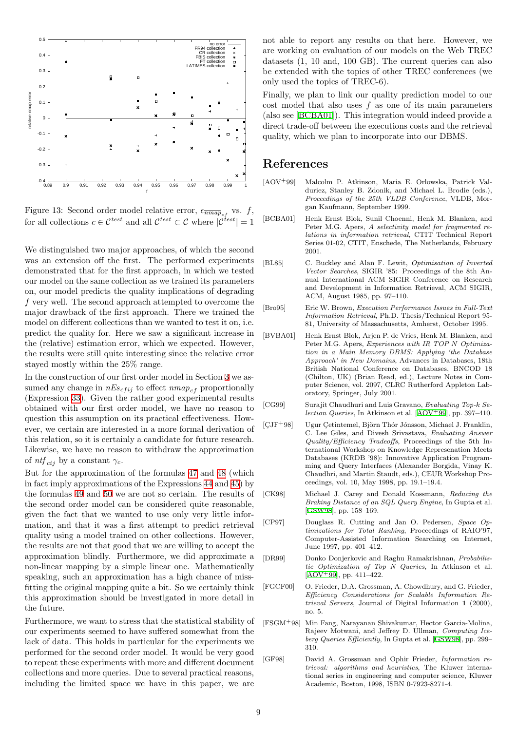Figure 13: Second order model relative error, $\epsilon_{\overline{nmap}_{cf}}$ vs. $f$, for all collections $c \in \mathcal{C}^{test}$ and all $\mathcal{C}^{test} \subset \mathcal{C}$ where $|\mathcal{C}^{test}| = 1$

We distinguished two major approaches, of which the second was an extension off the first. The performed experiments demonstrated that for the first approach, in which we tested our model on the same collection as we trained its parameters on, our model predicts the quality implications of degrading $f$ very well. The second approach attempted to overcome the major drawback of the first approach. There we trained the model on different collections than we wanted to test it on, i.e. predict the quality for. Here we saw a significant increase in the (relative) estimation error, which we expected. However, the results were still quite interesting since the relative error stayed mostly within the 25% range.

In the construction of our first order model in Section 3 we assumed any change in $nEs_{cfij}$ to effect $nmap_{cf}$ proportionally (Expression 33). Given the rather good experimental results obtained with our first order model, we have no reason to question this assumption on its practical effectiveness. However, we certain are interested in a more formal derivation of this relation, so it is certainly a candidate for future research. Likewise, we have no reason to withdraw the approximation of $ntf_{cij}$ by a constant $\gamma_c$.

But for the approximation of the formulas 47 and 48 (which in fact imply approximations of the Expressions 44 and 45) by the formulas 49 and 50 we are not so certain. The results of the second order model can be considered quite reasonable, given the fact that we wanted to use only very little information, and that it was a first attempt to predict retrieval quality using a model trained on other collections. However, the results are not that good that we are willing to accept the approximation blindly. Furthermore, we did approximate a non-linear mapping by a simple linear one. Mathematically speaking, such an approximation has a high chance of miss-fitting the original mapping quite a bit. So we certainly think this approximation should be investigated in more detail in the future.

Furthermore, we want to stress that the statistical stability of our experiments seemed to have suffered somewhat from the lack of data. This holds in particular for the experiments we performed for the second order model. It would be very good to repeat these experiments with more and different document collections and more queries. Due to several practical reasons, including the limited space we have in this paper, we are not able to report any results on that here. However, we are working on evaluation of our models on the Web TREC datasets (1, 10 and, 100 GB). The current queries can also be extended with the topics of other TREC conferences (we only used the topics of TREC-6).

Finally, we plan to link our quality prediction model to our cost model that also uses $f$ as one of its main parameters (also see [BCBA01]). This integration would indeed provide a direct trade-off between the executions costs and the retrieval quality, which we plan to incorporate into our DBMS.

# References

[AOV+99] Malcolm P. Atkinson, Maria E. Orlowska, Patrick Valduriez, Stanley B. Zdonik, and Michael L. Brodie (eds.), *Proceedings of the 25th VLDB Conference*, VLDB, Morgan Kaufmann, September 1999.

[BCBA01] Henk Ernst Blok, Sunil Choenni, Henk M. Blanken, and Peter M.G. Apers, *A selectivity model for fragmented relations in information retrieval*, CTIT Technical Report Series 01-02, CTIT, Enschede, The Netherlands, February 2001.

[BL85] C. Buckley and Alan F. Lewit, *Optimisation of Inverted Vector Searches*, SIGIR '85: Proceedings of the 8th Annual International ACM SIGIR Conference on Research and Development in Information Retrieval, ACM SIGIR, ACM, August 1985, pp. 97–110.

[Bro95] Eric W. Brown, *Execution Performance Issues in Full-Text Information Retrieval*, Ph.D. Thesis/Technical Report 95-81, University of Massachusetts, Amherst, October 1995.

[BVBA01] Henk Ernst Blok, Arjen P. de Vries, Henk M. Blanken, and Peter M.G. Apers, *Experiences with IR TOP N Optimization in a Main Memory DBMS: Applying 'the Database Approach' in New Domains*, Advances in Databases, 18th British National Conference on Databases, BNCOD 18 (Chilton, UK) (Brian Read, ed.), Lecture Notes in Computer Science, vol. 2097, CLRC Rutherford Appleton Laboratory, Springer, July 2001.

[CG99] Surajit Chaudhuri and Luis Gravano, *Evaluating Top-k Selection Queries*, In Atkinson et al. [AOV+99], pp. 397–410.

[ÇJF+98] Ugur Çetintemel, Björn Thór Jónsson, Michael J. Franklin, C. Lee Giles, and Divesh Srivastava, *Evaluating Answer Quality/Efficiency Tradeoffs*, Proceedings of the 5th International Workshop on Knowledge Represenation Meets Databases (KRDB '98): Innovative Application Programming and Query Interfaces (Alexander Borgida, Vinay K. Chaudhri, and Martin Staudt, eds.), CEUR Workshop Proceedings, vol. 10, May 1998, pp. 19.1–19.4.

[CK98] Michael J. Carey and Donald Kossmann, *Reducing the Braking Distance of an SQL Query Engine*, In Gupta et al. [GSW98], pp. 158–169.

[CP97] Douglass R. Cutting and Jan O. Pedersen, *Space Optimizations for Total Ranking*, Proceedings of RAIO'97, Computer-Assisted Information Searching on Internet, June 1997, pp. 401–412.

[DR99] Donko Donjerkovic and Raghu Ramakrishnan, *Probabilistic Optimization of Top N Queries*, In Atkinson et al. [AOV+99], pp. 411–422.

[FGCF00] O. Frieder, D.A. Grossman, A. Chowdhury, and G. Frieder, *Efficiency Considerations for Scalable Information Retrieval Servers*, Journal of Digital Information **1** (2000), no. 5.

[FSGM+98] Min Fang, Narayanan Shivakumar, Hector Garcia-Molina, Rajeev Motwani, and Jeffrey D. Ullman, *Computing Iceberg Queries Efficiently*, In Gupta et al. [GSW98], pp. 299–310.

[GF98] David A. Grossman and Ophir Frieder, *Information retrieval: algorithms and heuristics*, The Kluwer international series in engineering and computer science, Kluwer Academic, Boston, 1998, ISBN 0-7923-8271-4.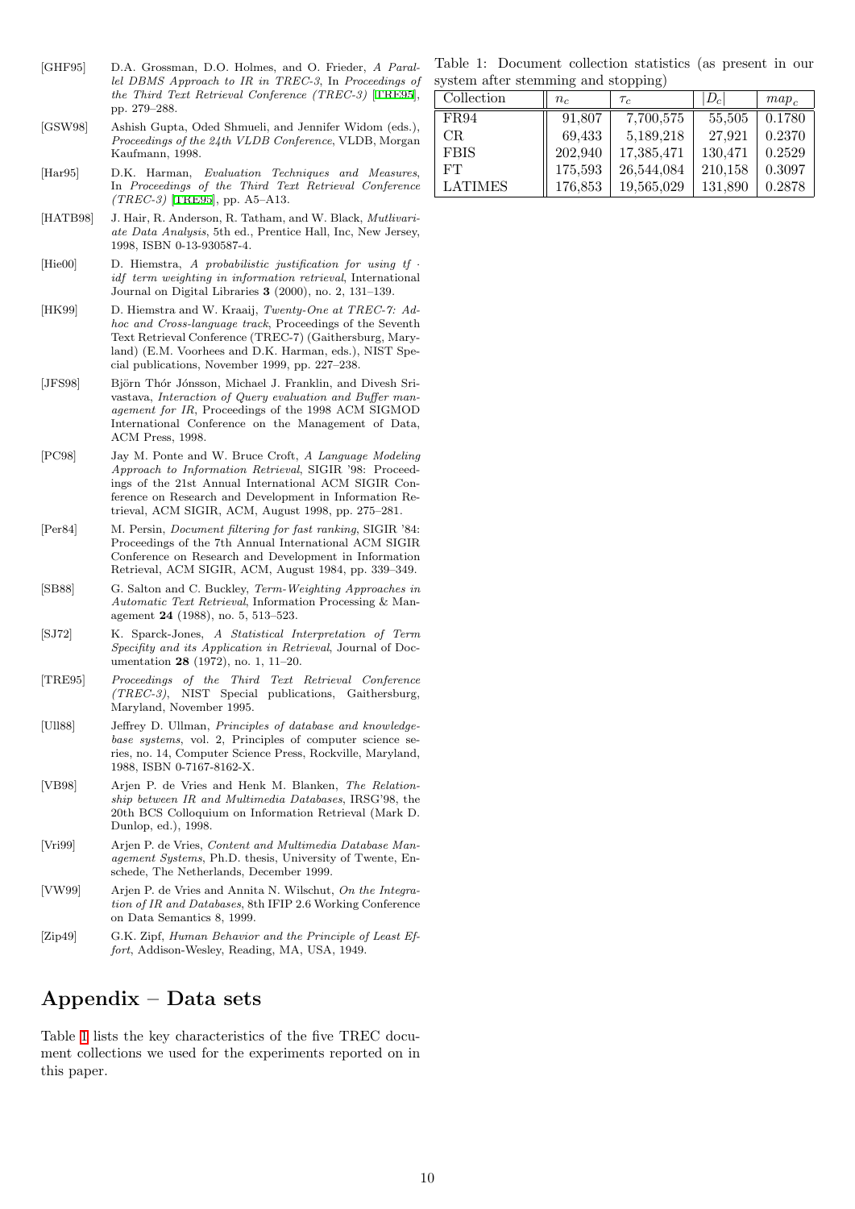[GHF95] D.A. Grossman, D.O. Holmes, and O. Frieder, *A Parallel DBMS Approach to IR in TREC-3*, In *Proceedings of the Third Text Retrieval Conference (TREC-3)* [TRE95], pp. 279–288.

[GSW98] Ashish Gupta, Oded Shmueli, and Jennifer Widom (eds.), *Proceedings of the 24th VLDB Conference*, VLDB, Morgan Kaufmann, 1998.

[Har95] D.K. Harman, *Evaluation Techniques and Measures*, In *Proceedings of the Third Text Retrieval Conference (TREC-3)* [TRE95], pp. A5–A13.

[HATB98] J. Hair, R. Anderson, R. Tatham, and W. Black, *Mutlivariate Data Analysis*, 5th ed., Prentice Hall, Inc, New Jersey, 1998, ISBN 0-13-930587-4.

[Hie00] D. Hiemstra, *A probabilistic justification for using tf · idf term weighting in information retrieval*, International Journal on Digital Libraries **3** (2000), no. 2, 131–139.

[HK99] D. Hiemstra and W. Kraaij, *Twenty-One at TREC-7: Adhoc and Cross-language track*, Proceedings of the Seventh Text Retrieval Conference (TREC-7) (Gaithersburg, Maryland) (E.M. Voorhees and D.K. Harman, eds.), NIST Special publications, November 1999, pp. 227–238.

[JFS98] Björn Thór Jónsson, Michael J. Franklin, and Divesh Srivastava, *Interaction of Query evaluation and Buffer management for IR*, Proceedings of the 1998 ACM SIGMOD International Conference on the Management of Data, ACM Press, 1998.

[PC98] Jay M. Ponte and W. Bruce Croft, *A Language Modeling Approach to Information Retrieval*, SIGIR '98: Proceedings of the 21st Annual International ACM SIGIR Conference on Research and Development in Information Retrieval, ACM SIGIR, ACM, August 1998, pp. 275–281.

[Per84] M. Persin, *Document filtering for fast ranking*, SIGIR '84: Proceedings of the 7th Annual International ACM SIGIR Conference on Research and Development in Information Retrieval, ACM SIGIR, ACM, August 1984, pp. 339–349.

[SB88] G. Salton and C. Buckley, *Term-Weighting Approaches in Automatic Text Retrieval*, Information Processing & Management **24** (1988), no. 5, 513–523.

[SJ72] K. Sparck-Jones, *A Statistical Interpretation of Term Specifity and its Application in Retrieval*, Journal of Documentation **28** (1972), no. 1, 11–20.

[TRE95] *Proceedings of the Third Text Retrieval Conference (TREC-3)*, NIST Special publications, Gaithersburg, Maryland, November 1995.

[Ull88] Jeffrey D. Ullman, *Principles of database and knowledge-base systems*, vol. 2, Principles of computer science series, no. 14, Computer Science Press, Rockville, Maryland, 1988, ISBN 0-7167-8162-X.

[VB98] Arjen P. de Vries and Henk M. Blanken, *The Relationship between IR and Multimedia Databases*, IRSG'98, the 20th BCS Colloquium on Information Retrieval (Mark D. Dunlop, ed.), 1998.

[Vri99] Arjen P. de Vries, *Content and Multimedia Database Management Systems*, Ph.D. thesis, University of Twente, Enschede, The Netherlands, December 1999.

[VW99] Arjen P. de Vries and Annita N. Wilschut, *On the Integration of IR and Databases*, 8th IFIP 2.6 Working Conference on Data Semantics 8, 1999.

[Zip49] G.K. Zipf, *Human Behavior and the Principle of Least Effort*, Addison-Wesley, Reading, MA, USA, 1949.

# Appendix – Data sets

Table 1 lists the key characteristics of the five TREC document collections we used for the experiments reported on in this paper.

Table 1: Document collection statistics (as present in our system after stemming and stopping)

| Collection | $n_c$ | $\tau_c$ | $\|D_c\|$ | $map_c$ |
|---|---|---|---|---|
| FR94 | 91,807 | 7,700,575 | 55,505 | 0.1780 |
| CR | 69,433 | 5,189,218 | 27,921 | 0.2370 |
| FBIS | 202,940 | 17,385,471 | 130,471 | 0.2529 |
| FT | 175,593 | 26,544,084 | 210,158 | 0.3097 |
| LATIMES | 176,853 | 19,565,029 | 131,890 | 0.2878 |